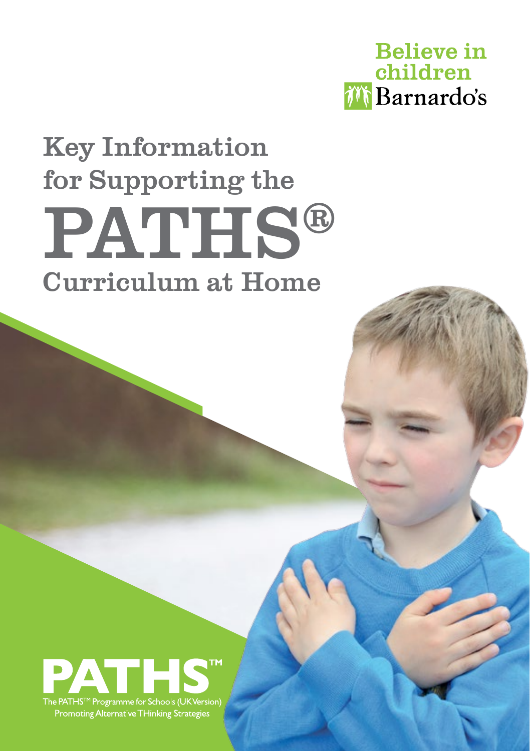Believe in children
Barnardo's

# Key Information for Supporting the PATHS® Curriculum at Home

PATHS™

The PATHS™ Programme for Schools (UK Version)
Promoting Alternative THinking Strategies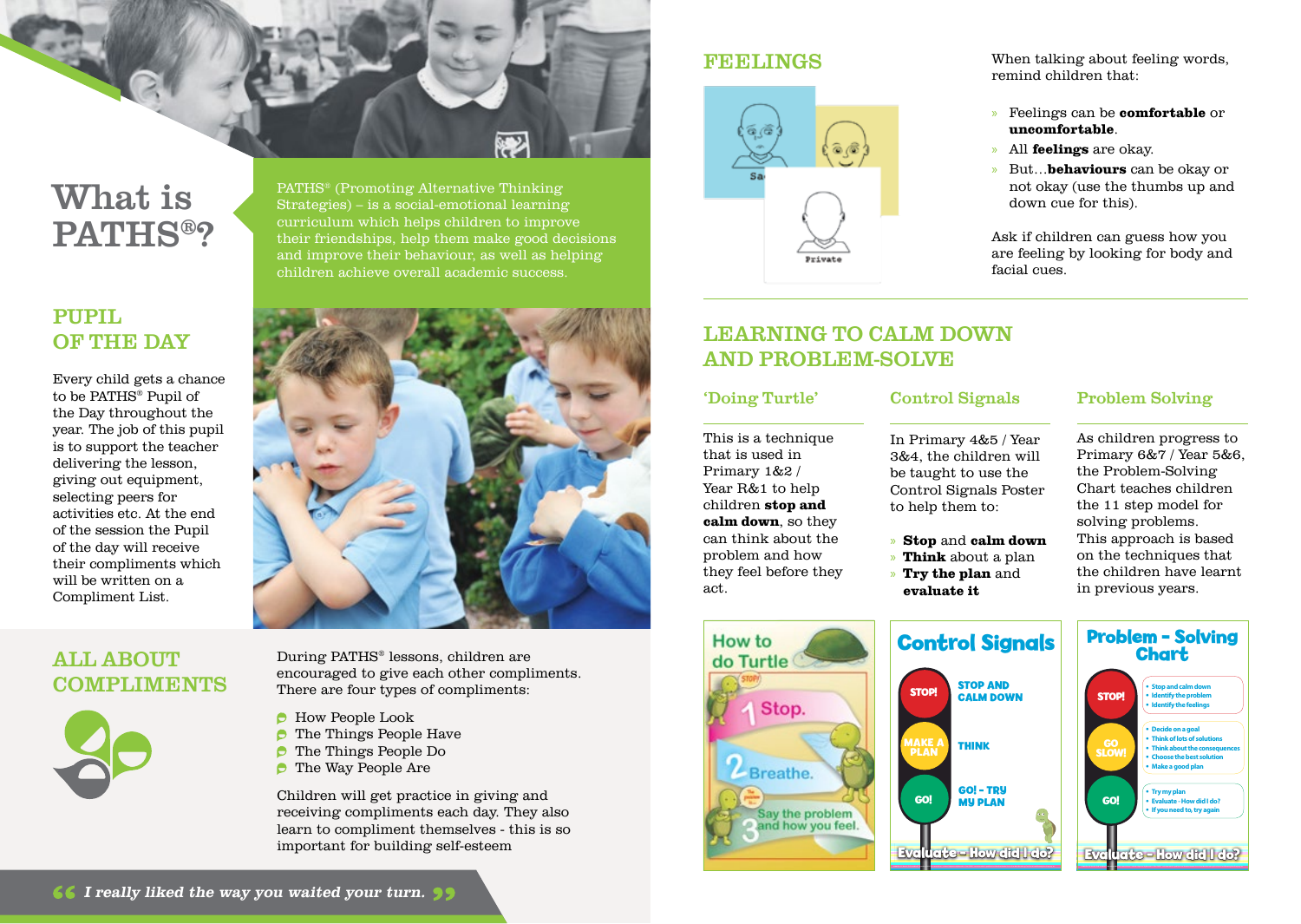# What is PATHS®?

PATHS® (Promoting Alternative Thinking Strategies) – is a social-emotional learning curriculum which helps children to improve their friendships, help them make good decisions and improve their behaviour, as well as helping children achieve overall academic success.

## PUPIL OF THE DAY

Every child gets a chance to be PATHS® Pupil of the Day throughout the year. The job of this pupil is to support the teacher delivering the lesson, giving out equipment, selecting peers for activities etc. At the end of the session the Pupil of the day will receive their compliments which will be written on a Compliment List.

## ALL ABOUT COMPLIMENTS

During PATHS® lessons, children are encouraged to give each other compliments. There are four types of compliments:

- How People Look
- The Things People Have
- The Things People Do
- The Way People Are

Children will get practice in giving and receiving compliments each day. They also learn to compliment themselves - this is so important for building self-esteem

> *I really liked the way you waited your turn.*

## FEELINGS

When talking about feeling words, remind children that:

- Feelings can be **comfortable** or **uncomfortable**.
- All **feelings** are okay.
- But…**behaviours** can be okay or not okay (use the thumbs up and down cue for this).

Ask if children can guess how you are feeling by looking for body and facial cues.

## LEARNING TO CALM DOWN AND PROBLEM-SOLVE

### 'Doing Turtle'

This is a technique that is used in Primary 1&2 / Year R&1 to help children **stop and calm down**, so they can think about the problem and how they feel before they act.

### Control Signals

In Primary 4&5 / Year 3&4, the children will be taught to use the Control Signals Poster to help them to:

- **Stop** and **calm down**
- **Think** about a plan
- **Try the plan** and **evaluate it**

### Problem Solving

As children progress to Primary 6&7 / Year 5&6, the Problem-Solving Chart teaches children the 11 step model for solving problems. This approach is based on the techniques that the children have learnt in previous years.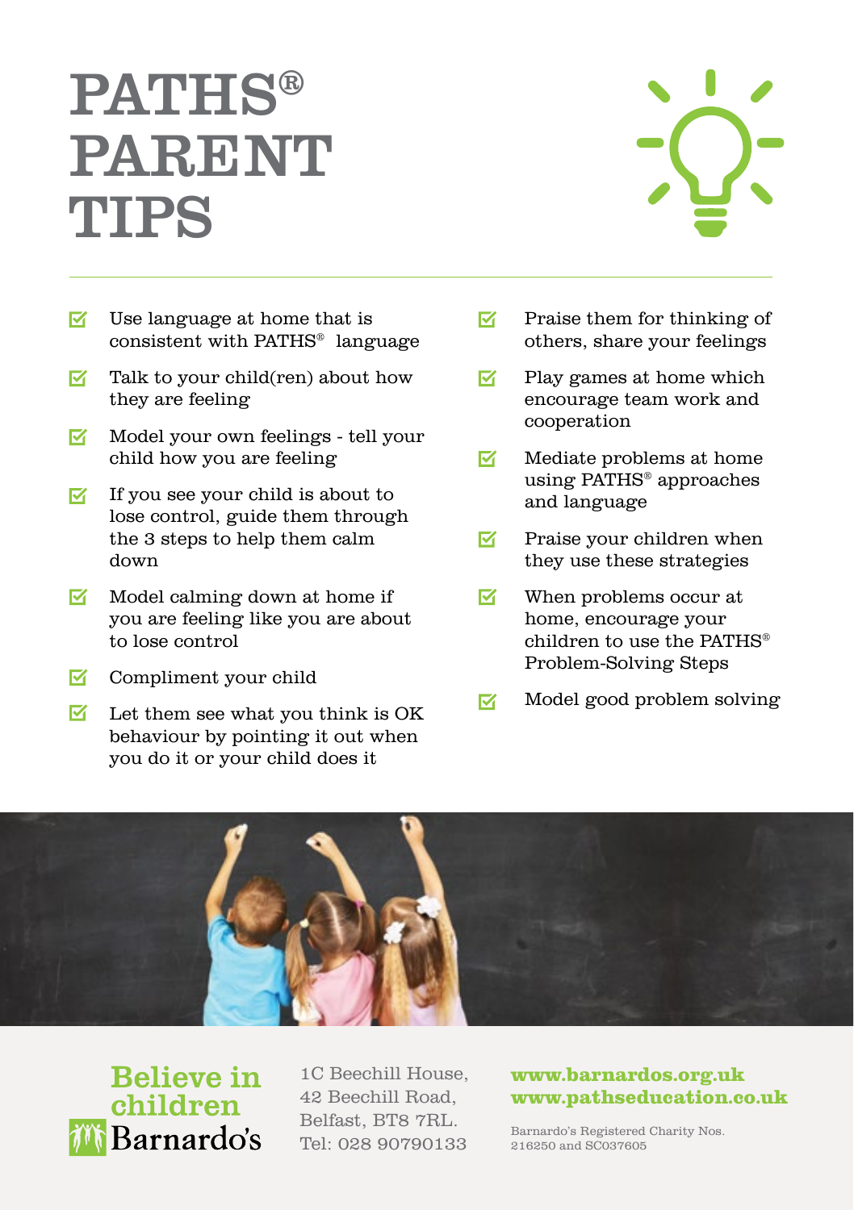# PATHS® PARENT TIPS

- Use language at home that is consistent with PATHS® language
- Talk to your child(ren) about how they are feeling
- Model your own feelings - tell your child how you are feeling
- If you see your child is about to lose control, guide them through the 3 steps to help them calm down
- Model calming down at home if you are feeling like you are about to lose control
- Compliment your child
- Let them see what you think is OK behaviour by pointing it out when you do it or your child does it
- Praise them for thinking of others, share your feelings
- Play games at home which encourage team work and cooperation
- Mediate problems at home using PATHS® approaches and language
- Praise your children when they use these strategies
- When problems occur at home, encourage your children to use the PATHS® Problem-Solving Steps
- Model good problem solving

Believe in children
Barnardo's

1C Beechill House,
42 Beechill Road,
Belfast, BT8 7RL.
Tel: 028 90790133

**www.barnardos.org.uk**
**www.pathseducation.co.uk**

Barnardo's Registered Charity Nos. 216250 and SC037605